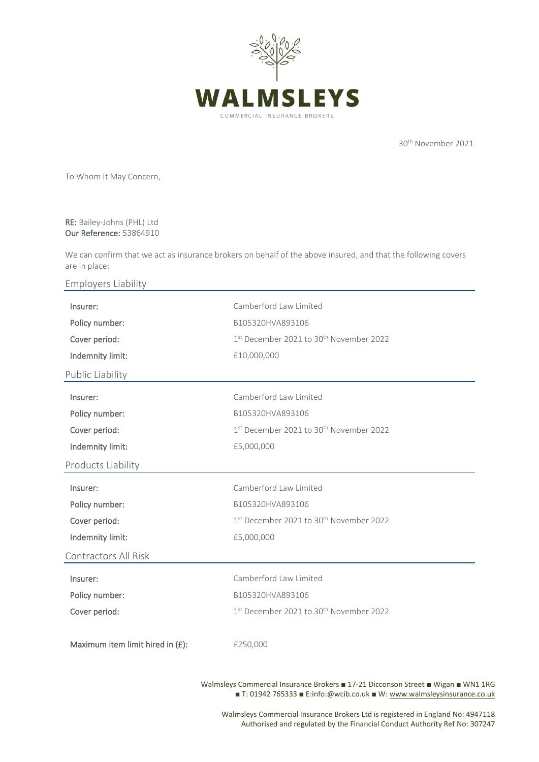# WALMSLEYS

COMMERCIAL INSURANCE BROKERS

30th November 2021

To Whom It May Concern,

**RE:** Bailey-Johns (PHL) Ltd
**Our Reference:** 53864910

We can confirm that we act as insurance brokers on behalf of the above insured, and that the following covers are in place:

## Employers Liability

| | |
|---|---|
| **Insurer:** | Camberford Law Limited |
| **Policy number:** | B105320HVA893106 |
| **Cover period:** | 1st December 2021 to 30th November 2022 |
| **Indemnity limit:** | £10,000,000 |

## Public Liability

| | |
|---|---|
| **Insurer:** | Camberford Law Limited |
| **Policy number:** | B105320HVA893106 |
| **Cover period:** | 1st December 2021 to 30th November 2022 |
| **Indemnity limit:** | £5,000,000 |

## Products Liability

| | |
|---|---|
| **Insurer:** | Camberford Law Limited |
| **Policy number:** | B105320HVA893106 |
| **Cover period:** | 1st December 2021 to 30th November 2022 |
| **Indemnity limit:** | £5,000,000 |

## Contractors All Risk

| | |
|---|---|
| **Insurer:** | Camberford Law Limited |
| **Policy number:** | B105320HVA893106 |
| **Cover period:** | 1st December 2021 to 30th November 2022 |
| **Maximum item limit hired in (£):** | £250,000 |

Walmsleys Commercial Insurance Brokers ■ 17-21 Dicconson Street ■ Wigan ■ WN1 1RG
■ T: 01942 765333 ■ E:info:@wcib.co.uk ■ W: www.walmsleysinsurance.co.uk

Walmsleys Commercial Insurance Brokers Ltd is registered in England No: 4947118
Authorised and regulated by the Financial Conduct Authority Ref No: 307247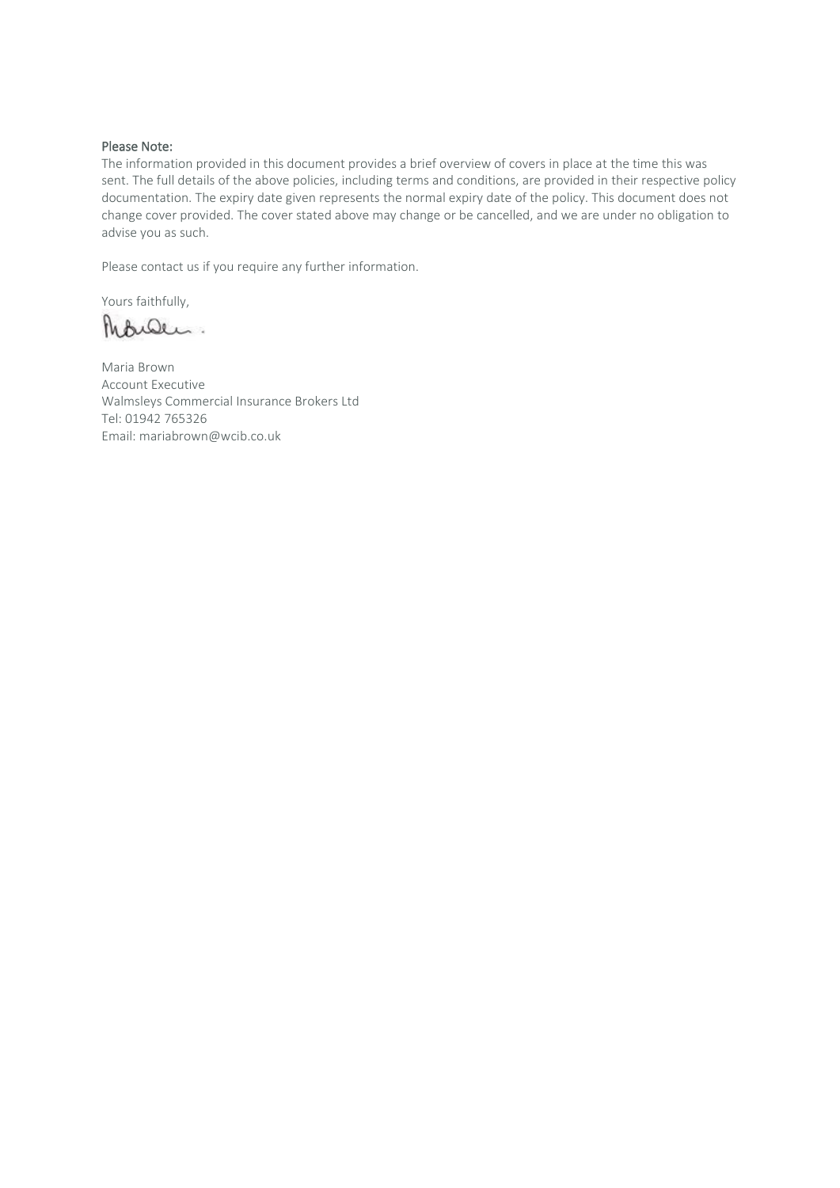**Please Note:**

The information provided in this document provides a brief overview of covers in place at the time this was sent. The full details of the above policies, including terms and conditions, are provided in their respective policy documentation. The expiry date given represents the normal expiry date of the policy. This document does not change cover provided. The cover stated above may change or be cancelled, and we are under no obligation to advise you as such.

Please contact us if you require any further information.

Yours faithfully,

Maria Brown
Account Executive
Walmsleys Commercial Insurance Brokers Ltd
Tel: 01942 765326
Email: mariabrown@wcib.co.uk